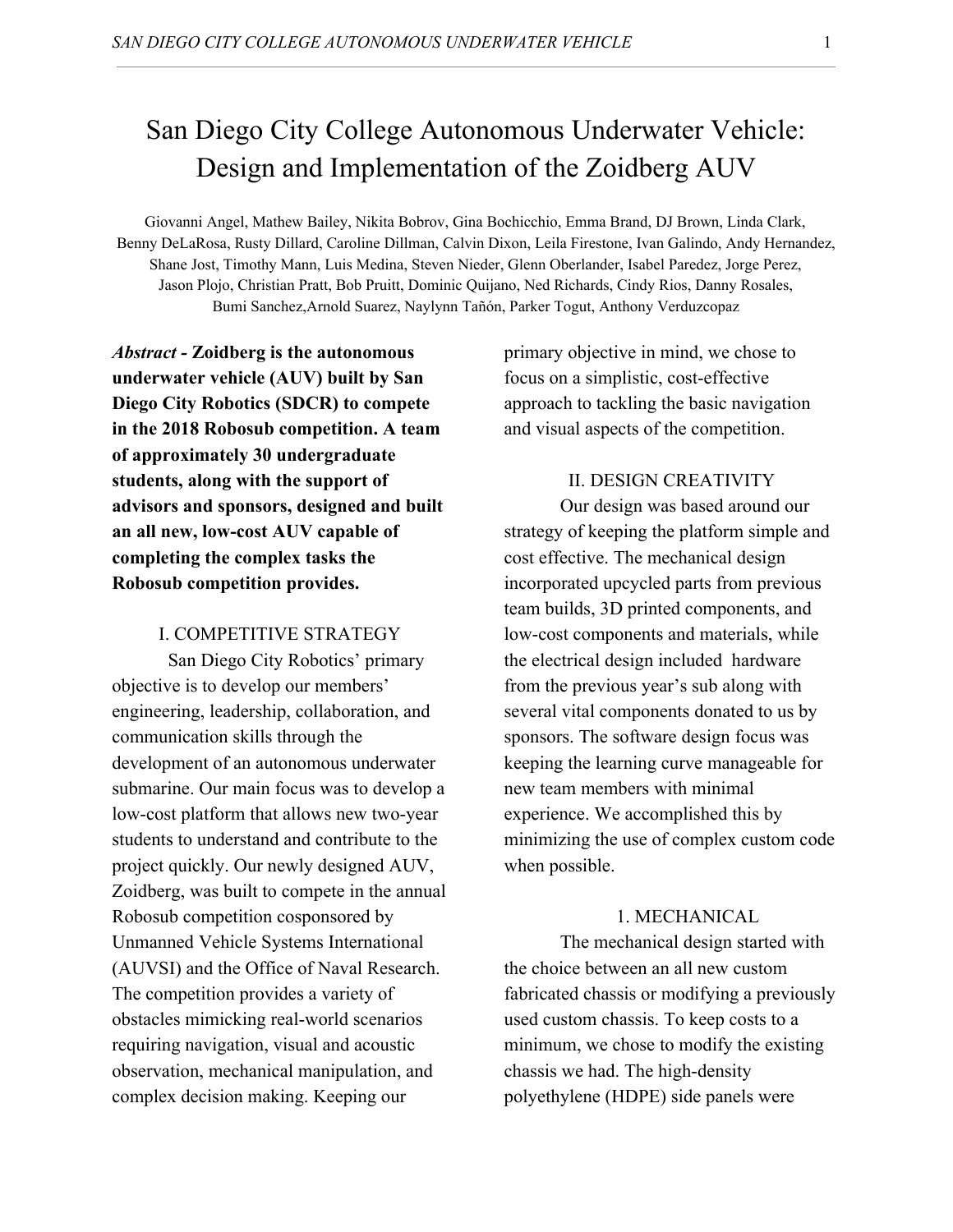# San Diego City College Autonomous Underwater Vehicle: Design and Implementation of the Zoidberg AUV

Giovanni Angel, Mathew Bailey, Nikita Bobrov, Gina Bochicchio, Emma Brand, DJ Brown, Linda Clark, Benny DeLaRosa, Rusty Dillard, Caroline Dillman, Calvin Dixon, Leila Firestone, Ivan Galindo, Andy Hernandez, Shane Jost, Timothy Mann, Luis Medina, Steven Nieder, Glenn Oberlander, Isabel Paredez, Jorge Perez, Jason Plojo, Christian Pratt, Bob Pruitt, Dominic Quijano, Ned Richards, Cindy Rios, Danny Rosales, Bumi Sanchez,Arnold Suarez, Naylynn Tañón, Parker Togut, Anthony Verduzcopaz

***Abstract* - Zoidberg is the autonomous underwater vehicle (AUV) built by San Diego City Robotics (SDCR) to compete in the 2018 Robosub competition. A team of approximately 30 undergraduate students, along with the support of advisors and sponsors, designed and built an all new, low-cost AUV capable of completing the complex tasks the Robosub competition provides.**

## I. COMPETITIVE STRATEGY

San Diego City Robotics' primary objective is to develop our members' engineering, leadership, collaboration, and communication skills through the development of an autonomous underwater submarine. Our main focus was to develop a low-cost platform that allows new two-year students to understand and contribute to the project quickly. Our newly designed AUV, Zoidberg, was built to compete in the annual Robosub competition cosponsored by Unmanned Vehicle Systems International (AUVSI) and the Office of Naval Research. The competition provides a variety of obstacles mimicking real-world scenarios requiring navigation, visual and acoustic observation, mechanical manipulation, and complex decision making. Keeping our primary objective in mind, we chose to focus on a simplistic, cost-effective approach to tackling the basic navigation and visual aspects of the competition.

## II. DESIGN CREATIVITY

Our design was based around our strategy of keeping the platform simple and cost effective. The mechanical design incorporated upcycled parts from previous team builds, 3D printed components, and low-cost components and materials, while the electrical design included hardware from the previous year's sub along with several vital components donated to us by sponsors. The software design focus was keeping the learning curve manageable for new team members with minimal experience. We accomplished this by minimizing the use of complex custom code when possible.

### 1. MECHANICAL

The mechanical design started with the choice between an all new custom fabricated chassis or modifying a previously used custom chassis. To keep costs to a minimum, we chose to modify the existing chassis we had. The high-density polyethylene (HDPE) side panels were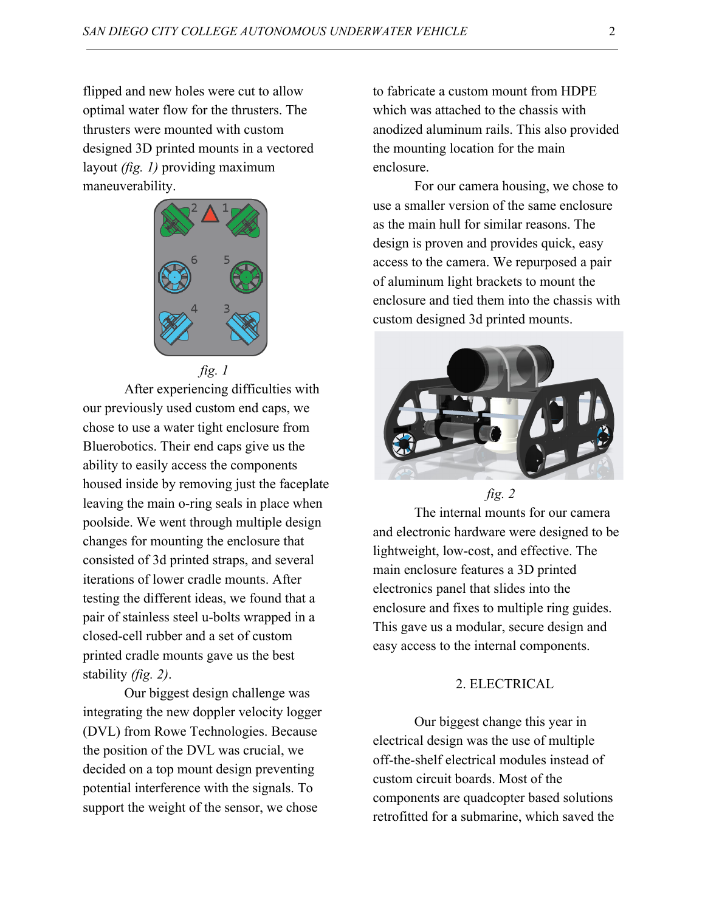flipped and new holes were cut to allow optimal water flow for the thrusters. The thrusters were mounted with custom designed 3D printed mounts in a vectored layout *(fig. 1)* providing maximum maneuverability.

*fig. 1*

After experiencing difficulties with our previously used custom end caps, we chose to use a water tight enclosure from Bluerobotics. Their end caps give us the ability to easily access the components housed inside by removing just the faceplate leaving the main o-ring seals in place when poolside. We went through multiple design changes for mounting the enclosure that consisted of 3d printed straps, and several iterations of lower cradle mounts. After testing the different ideas, we found that a pair of stainless steel u-bolts wrapped in a closed-cell rubber and a set of custom printed cradle mounts gave us the best stability *(fig. 2)*.

Our biggest design challenge was integrating the new doppler velocity logger (DVL) from Rowe Technologies. Because the position of the DVL was crucial, we decided on a top mount design preventing potential interference with the signals. To support the weight of the sensor, we chose to fabricate a custom mount from HDPE which was attached to the chassis with anodized aluminum rails. This also provided the mounting location for the main enclosure.

For our camera housing, we chose to use a smaller version of the same enclosure as the main hull for similar reasons. The design is proven and provides quick, easy access to the camera. We repurposed a pair of aluminum light brackets to mount the enclosure and tied them into the chassis with custom designed 3d printed mounts.

*fig. 2*

The internal mounts for our camera and electronic hardware were designed to be lightweight, low-cost, and effective. The main enclosure features a 3D printed electronics panel that slides into the enclosure and fixes to multiple ring guides. This gave us a modular, secure design and easy access to the internal components.

## 2. ELECTRICAL

Our biggest change this year in electrical design was the use of multiple off-the-shelf electrical modules instead of custom circuit boards. Most of the components are quadcopter based solutions retrofitted for a submarine, which saved the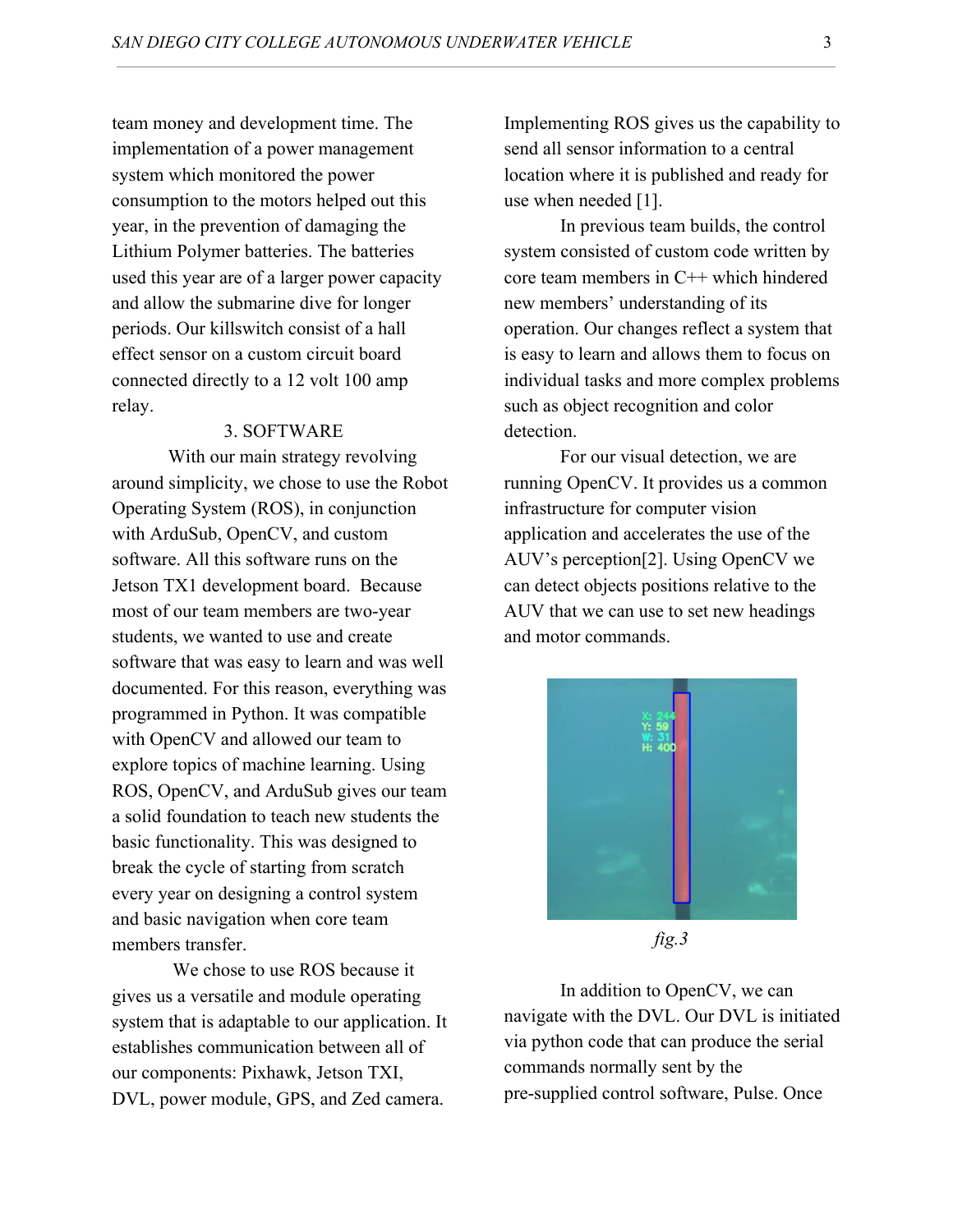team money and development time. The implementation of a power management system which monitored the power consumption to the motors helped out this year, in the prevention of damaging the Lithium Polymer batteries. The batteries used this year are of a larger power capacity and allow the submarine dive for longer periods. Our killswitch consist of a hall effect sensor on a custom circuit board connected directly to a 12 volt 100 amp relay.

## 3. SOFTWARE

With our main strategy revolving around simplicity, we chose to use the Robot Operating System (ROS), in conjunction with ArduSub, OpenCV, and custom software. All this software runs on the Jetson TX1 development board. Because most of our team members are two-year students, we wanted to use and create software that was easy to learn and was well documented. For this reason, everything was programmed in Python. It was compatible with OpenCV and allowed our team to explore topics of machine learning. Using ROS, OpenCV, and ArduSub gives our team a solid foundation to teach new students the basic functionality. This was designed to break the cycle of starting from scratch every year on designing a control system and basic navigation when core team members transfer.

We chose to use ROS because it gives us a versatile and module operating system that is adaptable to our application. It establishes communication between all of our components: Pixhawk, Jetson TXI, DVL, power module, GPS, and Zed camera. Implementing ROS gives us the capability to send all sensor information to a central location where it is published and ready for use when needed [1].

In previous team builds, the control system consisted of custom code written by core team members in C++ which hindered new members' understanding of its operation. Our changes reflect a system that is easy to learn and allows them to focus on individual tasks and more complex problems such as object recognition and color detection.

For our visual detection, we are running OpenCV. It provides us a common infrastructure for computer vision application and accelerates the use of the AUV's perception[2]. Using OpenCV we can detect objects positions relative to the AUV that we can use to set new headings and motor commands.

*fig.3*

In addition to OpenCV, we can navigate with the DVL. Our DVL is initiated via python code that can produce the serial commands normally sent by the pre-supplied control software, Pulse. Once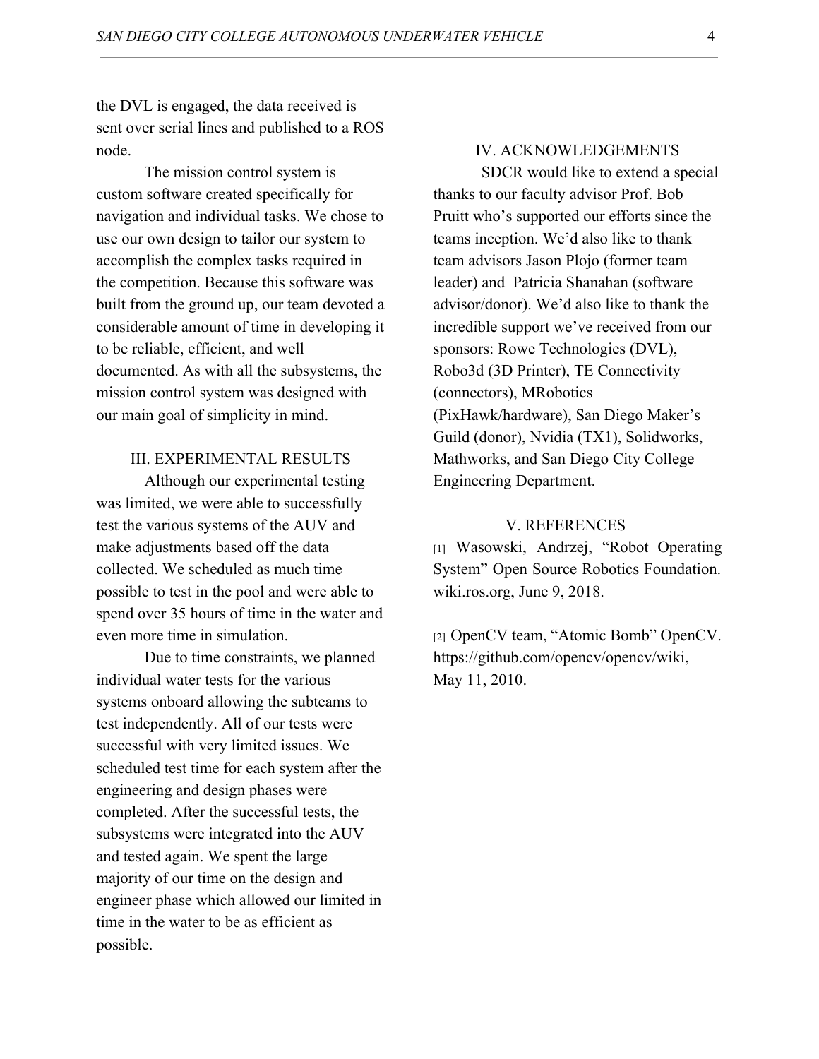the DVL is engaged, the data received is sent over serial lines and published to a ROS node.

The mission control system is custom software created specifically for navigation and individual tasks. We chose to use our own design to tailor our system to accomplish the complex tasks required in the competition. Because this software was built from the ground up, our team devoted a considerable amount of time in developing it to be reliable, efficient, and well documented. As with all the subsystems, the mission control system was designed with our main goal of simplicity in mind.

## III. EXPERIMENTAL RESULTS

Although our experimental testing was limited, we were able to successfully test the various systems of the AUV and make adjustments based off the data collected. We scheduled as much time possible to test in the pool and were able to spend over 35 hours of time in the water and even more time in simulation.

Due to time constraints, we planned individual water tests for the various systems onboard allowing the subteams to test independently. All of our tests were successful with very limited issues. We scheduled test time for each system after the engineering and design phases were completed. After the successful tests, the subsystems were integrated into the AUV and tested again. We spent the large majority of our time on the design and engineer phase which allowed our limited in time in the water to be as efficient as possible.

## IV. ACKNOWLEDGEMENTS

SDCR would like to extend a special thanks to our faculty advisor Prof. Bob Pruitt who's supported our efforts since the teams inception. We'd also like to thank team advisors Jason Plojo (former team leader) and Patricia Shanahan (software advisor/donor). We'd also like to thank the incredible support we've received from our sponsors: Rowe Technologies (DVL), Robo3d (3D Printer), TE Connectivity (connectors), MRobotics (PixHawk/hardware), San Diego Maker's Guild (donor), Nvidia (TX1), Solidworks, Mathworks, and San Diego City College Engineering Department.

## V. REFERENCES

[1] Wasowski, Andrzej, "Robot Operating System" Open Source Robotics Foundation. wiki.ros.org, June 9, 2018.

[2] OpenCV team, "Atomic Bomb" OpenCV. https://github.com/opencv/opencv/wiki, May 11, 2010.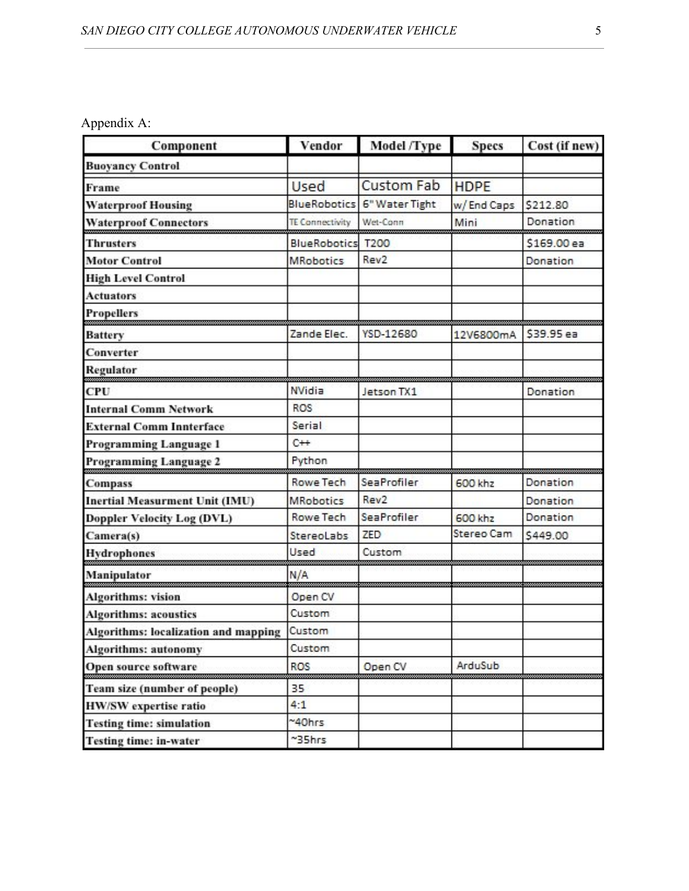Appendix A:

| Component | Vendor | Model /Type | Specs | Cost (if new) |
|---|---|---|---|---|
| **Buoyancy Control** | | | | |
| **Frame** | Used | Custom Fab | HDPE | |
| **Waterproof Housing** | BlueRobotics | 6" Water Tight | w/ End Caps | $212.80 |
| **Waterproof Connectors** | TE Connectivity | Wet-Conn | Mini | Donation |
| **Thrusters** | BlueRobotics | T200 | | $169.00 ea |
| **Motor Control** | MRobotics | Rev2 | | Donation |
| **High Level Control** | | | | |
| **Actuators** | | | | |
| **Propellers** | | | | |
| **Battery** | Zande Elec. | YSD-12680 | 12V6800mA | $39.95 ea |
| **Converter** | | | | |
| **Regulator** | | | | |
| **CPU** | NVidia | Jetson TX1 | | Donation |
| **Internal Comm Network** | ROS | | | |
| **External Comm Innterface** | Serial | | | |
| **Programming Language 1** | C++ | | | |
| **Programming Language 2** | Python | | | |
| **Compass** | Rowe Tech | SeaProfiler | 600 khz | Donation |
| **Inertial Measurment Unit (IMU)** | MRobotics | Rev2 | | Donation |
| **Doppler Velocity Log (DVL)** | Rowe Tech | SeaProfiler | 600 khz | Donation |
| **Camera(s)** | StereoLabs | ZED | Stereo Cam | $449.00 |
| **Hydrophones** | Used | Custom | | |
| **Manipulator** | N/A | | | |
| **Algorithms: vision** | Open CV | | | |
| **Algorithms: acoustics** | Custom | | | |
| **Algorithms: localization and mapping** | Custom | | | |
| **Algorithms: autonomy** | Custom | | | |
| **Open source software** | ROS | Open CV | ArduSub | |
| **Team size (number of people)** | 35 | | | |
| **HW/SW expertise ratio** | 4:1 | | | |
| **Testing time: simulation** | ~40hrs | | | |
| **Testing time: in-water** | ~35hrs | | | |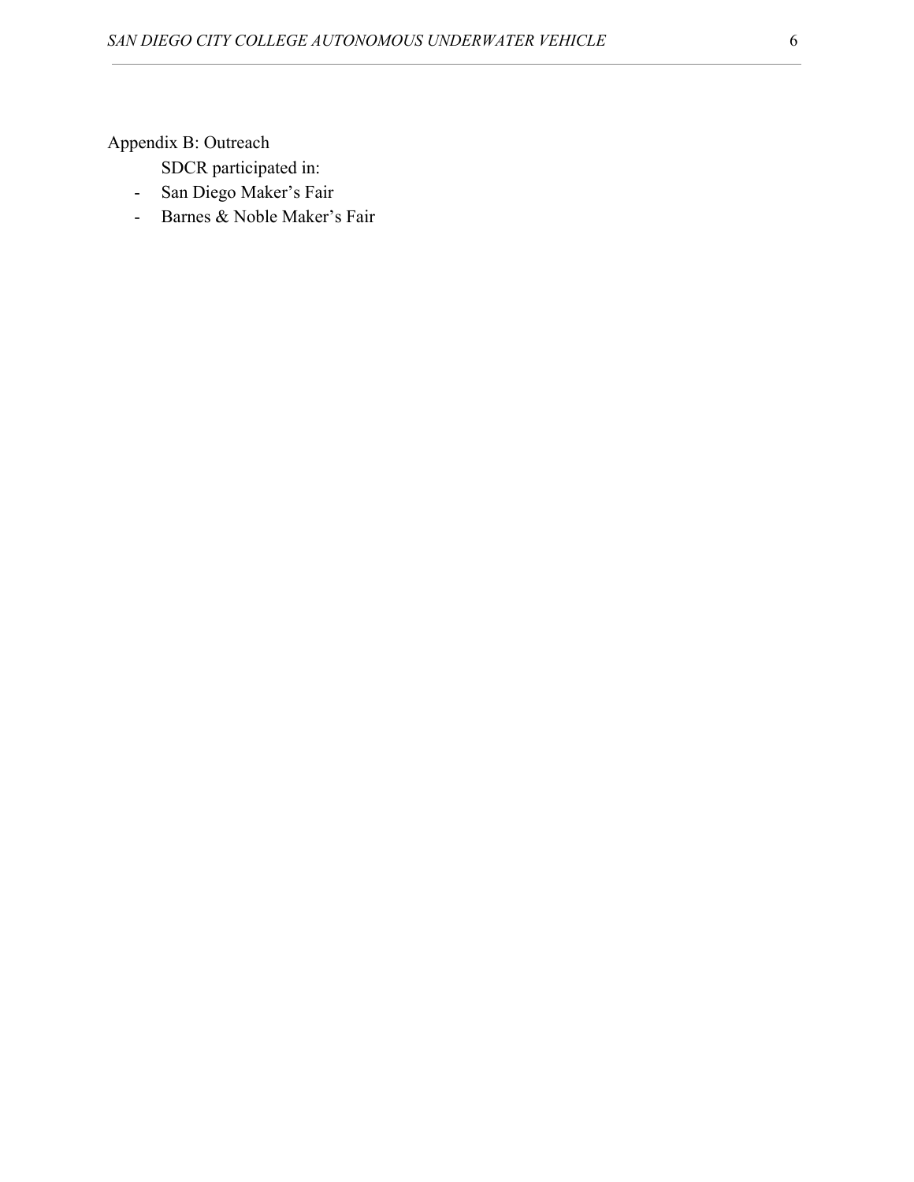## Appendix B: Outreach

SDCR participated in:

- San Diego Maker's Fair
- Barnes & Noble Maker's Fair